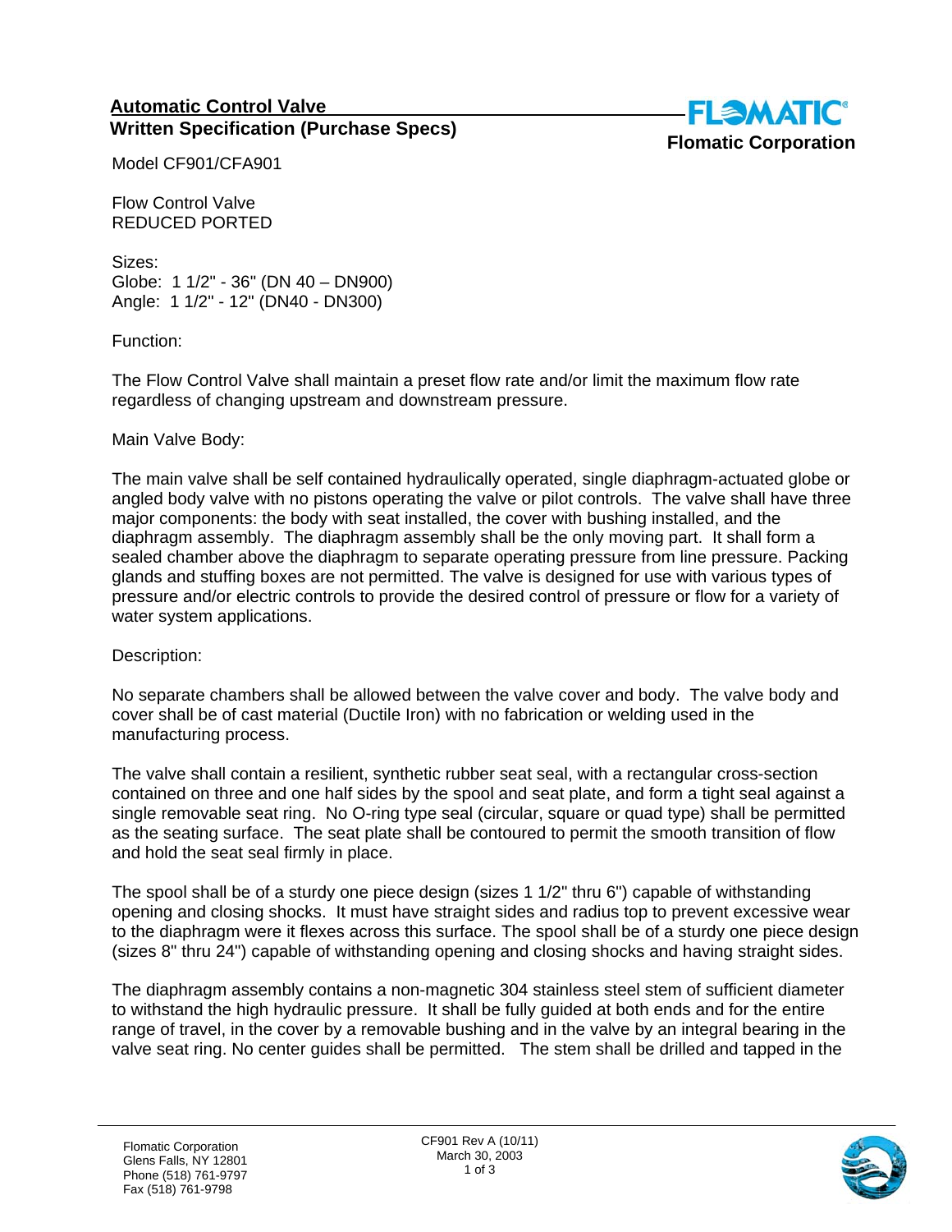## Automatic Control Valve
## Written Specification (Purchase Specs)

**Flomatic Corporation**

Model CF901/CFA901

Flow Control Valve
REDUCED PORTED

Sizes:
Globe: 1 1/2" - 36" (DN 40 – DN900)
Angle: 1 1/2" - 12" (DN40 - DN300)

Function:

The Flow Control Valve shall maintain a preset flow rate and/or limit the maximum flow rate regardless of changing upstream and downstream pressure.

Main Valve Body:

The main valve shall be self contained hydraulically operated, single diaphragm-actuated globe or angled body valve with no pistons operating the valve or pilot controls. The valve shall have three major components: the body with seat installed, the cover with bushing installed, and the diaphragm assembly. The diaphragm assembly shall be the only moving part. It shall form a sealed chamber above the diaphragm to separate operating pressure from line pressure. Packing glands and stuffing boxes are not permitted. The valve is designed for use with various types of pressure and/or electric controls to provide the desired control of pressure or flow for a variety of water system applications.

Description:

No separate chambers shall be allowed between the valve cover and body. The valve body and cover shall be of cast material (Ductile Iron) with no fabrication or welding used in the manufacturing process.

The valve shall contain a resilient, synthetic rubber seat seal, with a rectangular cross-section contained on three and one half sides by the spool and seat plate, and form a tight seal against a single removable seat ring. No O-ring type seal (circular, square or quad type) shall be permitted as the seating surface. The seat plate shall be contoured to permit the smooth transition of flow and hold the seat seal firmly in place.

The spool shall be of a sturdy one piece design (sizes 1 1/2" thru 6") capable of withstanding opening and closing shocks. It must have straight sides and radius top to prevent excessive wear to the diaphragm were it flexes across this surface. The spool shall be of a sturdy one piece design (sizes 8" thru 24") capable of withstanding opening and closing shocks and having straight sides.

The diaphragm assembly contains a non-magnetic 304 stainless steel stem of sufficient diameter to withstand the high hydraulic pressure. It shall be fully guided at both ends and for the entire range of travel, in the cover by a removable bushing and in the valve by an integral bearing in the valve seat ring. No center guides shall be permitted. The stem shall be drilled and tapped in the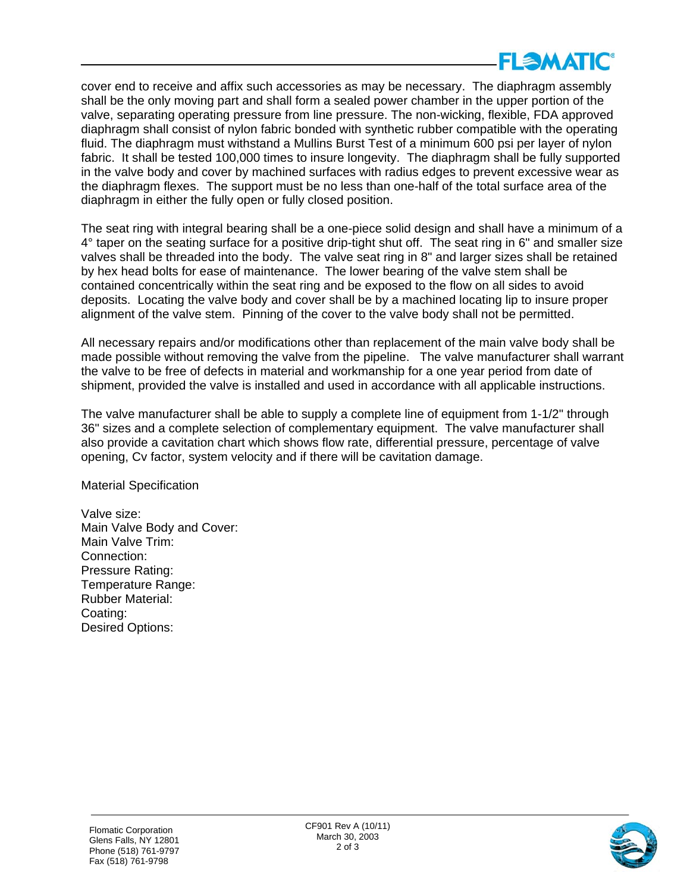cover end to receive and affix such accessories as may be necessary. The diaphragm assembly shall be the only moving part and shall form a sealed power chamber in the upper portion of the valve, separating operating pressure from line pressure. The non-wicking, flexible, FDA approved diaphragm shall consist of nylon fabric bonded with synthetic rubber compatible with the operating fluid. The diaphragm must withstand a Mullins Burst Test of a minimum 600 psi per layer of nylon fabric. It shall be tested 100,000 times to insure longevity. The diaphragm shall be fully supported in the valve body and cover by machined surfaces with radius edges to prevent excessive wear as the diaphragm flexes. The support must be no less than one-half of the total surface area of the diaphragm in either the fully open or fully closed position.

The seat ring with integral bearing shall be a one-piece solid design and shall have a minimum of a 4° taper on the seating surface for a positive drip-tight shut off. The seat ring in 6" and smaller size valves shall be threaded into the body. The valve seat ring in 8" and larger sizes shall be retained by hex head bolts for ease of maintenance. The lower bearing of the valve stem shall be contained concentrically within the seat ring and be exposed to the flow on all sides to avoid deposits. Locating the valve body and cover shall be by a machined locating lip to insure proper alignment of the valve stem. Pinning of the cover to the valve body shall not be permitted.

All necessary repairs and/or modifications other than replacement of the main valve body shall be made possible without removing the valve from the pipeline. The valve manufacturer shall warrant the valve to be free of defects in material and workmanship for a one year period from date of shipment, provided the valve is installed and used in accordance with all applicable instructions.

The valve manufacturer shall be able to supply a complete line of equipment from 1-1/2" through 36" sizes and a complete selection of complementary equipment. The valve manufacturer shall also provide a cavitation chart which shows flow rate, differential pressure, percentage of valve opening, Cv factor, system velocity and if there will be cavitation damage.

Material Specification

Valve size:
Main Valve Body and Cover:
Main Valve Trim:
Connection:
Pressure Rating:
Temperature Range:
Rubber Material:
Coating:
Desired Options:

Flomatic Corporation
Glens Falls, NY 12801
Phone (518) 761-9797
Fax (518) 761-9798

CF901 Rev A (10/11)
March 30, 2003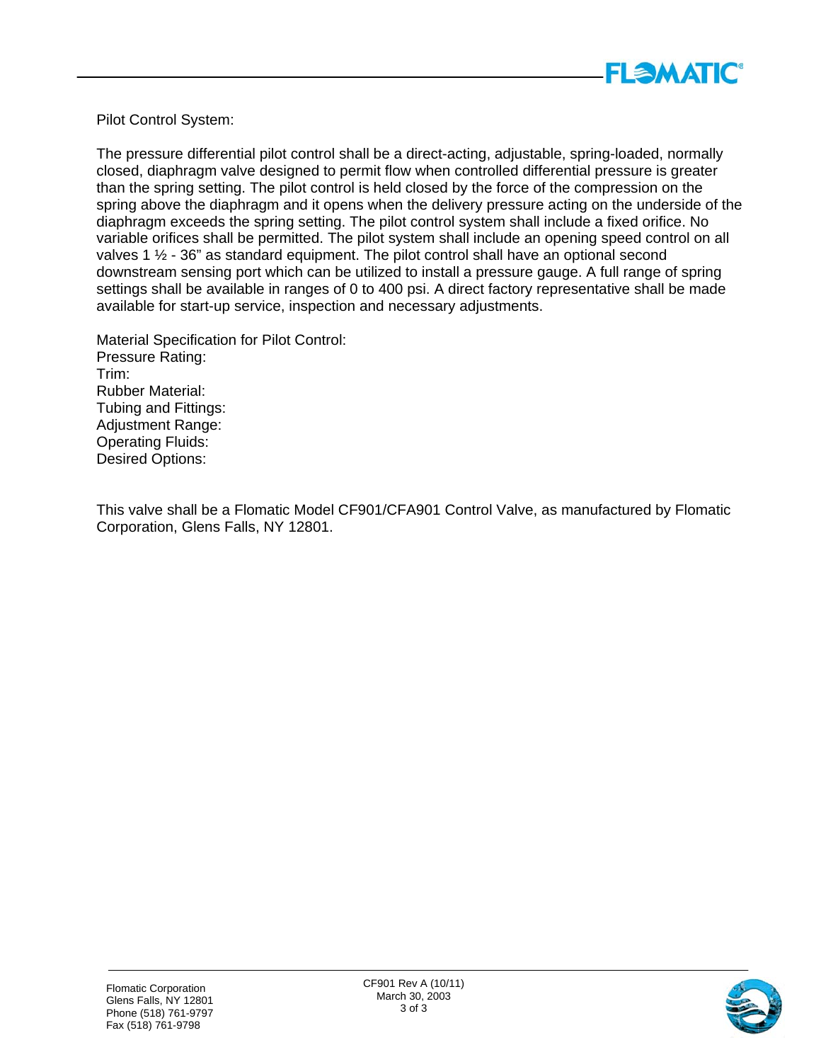Pilot Control System:

The pressure differential pilot control shall be a direct-acting, adjustable, spring-loaded, normally closed, diaphragm valve designed to permit flow when controlled differential pressure is greater than the spring setting. The pilot control is held closed by the force of the compression on the spring above the diaphragm and it opens when the delivery pressure acting on the underside of the diaphragm exceeds the spring setting. The pilot control system shall include a fixed orifice. No variable orifices shall be permitted. The pilot system shall include an opening speed control on all valves 1 ½ - 36" as standard equipment. The pilot control shall have an optional second downstream sensing port which can be utilized to install a pressure gauge. A full range of spring settings shall be available in ranges of 0 to 400 psi. A direct factory representative shall be made available for start-up service, inspection and necessary adjustments.

Material Specification for Pilot Control:
Pressure Rating:
Trim:
Rubber Material:
Tubing and Fittings:
Adjustment Range:
Operating Fluids:
Desired Options:

This valve shall be a Flomatic Model CF901/CFA901 Control Valve, as manufactured by Flomatic Corporation, Glens Falls, NY 12801.